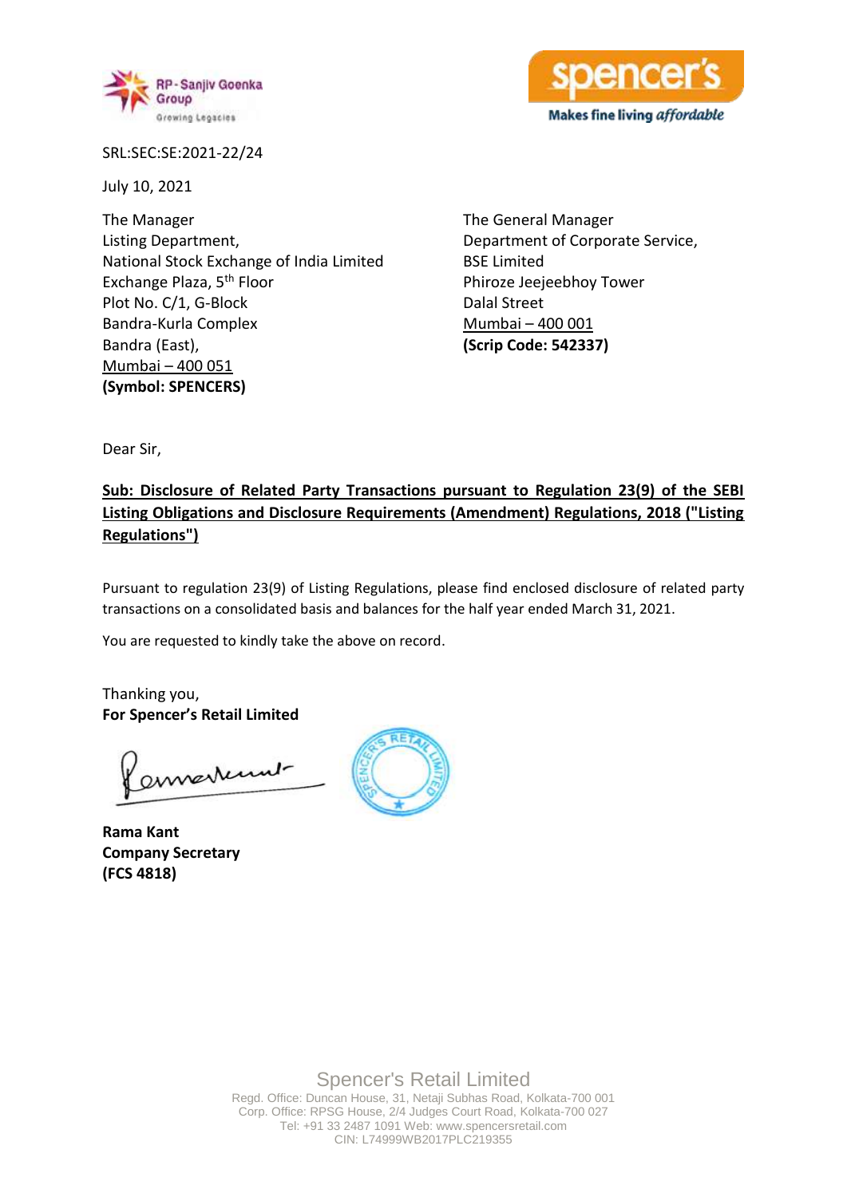SRL:SEC:SE:2021-22/24

July 10, 2021

The Manager
Listing Department,
National Stock Exchange of India Limited
Exchange Plaza, 5th Floor
Plot No. C/1, G-Block
Bandra-Kurla Complex
Bandra (East),
Mumbai – 400 051
**(Symbol: SPENCERS)**

The General Manager
Department of Corporate Service,
BSE Limited
Phiroze Jeejeebhoy Tower
Dalal Street
Mumbai – 400 001
**(Scrip Code: 542337)**

Dear Sir,

**Sub: Disclosure of Related Party Transactions pursuant to Regulation 23(9) of the SEBI Listing Obligations and Disclosure Requirements (Amendment) Regulations, 2018 ("Listing Regulations")**

Pursuant to regulation 23(9) of Listing Regulations, please find enclosed disclosure of related party transactions on a consolidated basis and balances for the half year ended March 31, 2021.

You are requested to kindly take the above on record.

Thanking you,
**For Spencer's Retail Limited**

**Rama Kant**
**Company Secretary**
**(FCS 4818)**

Spencer's Retail Limited
Regd. Office: Duncan House, 31, Netaji Subhas Road, Kolkata-700 001
Corp. Office: RPSG House, 2/4 Judges Court Road, Kolkata-700 027
Tel: +91 33 2487 1091 Web: www.spencersretail.com
CIN: L74999WB2017PLC219355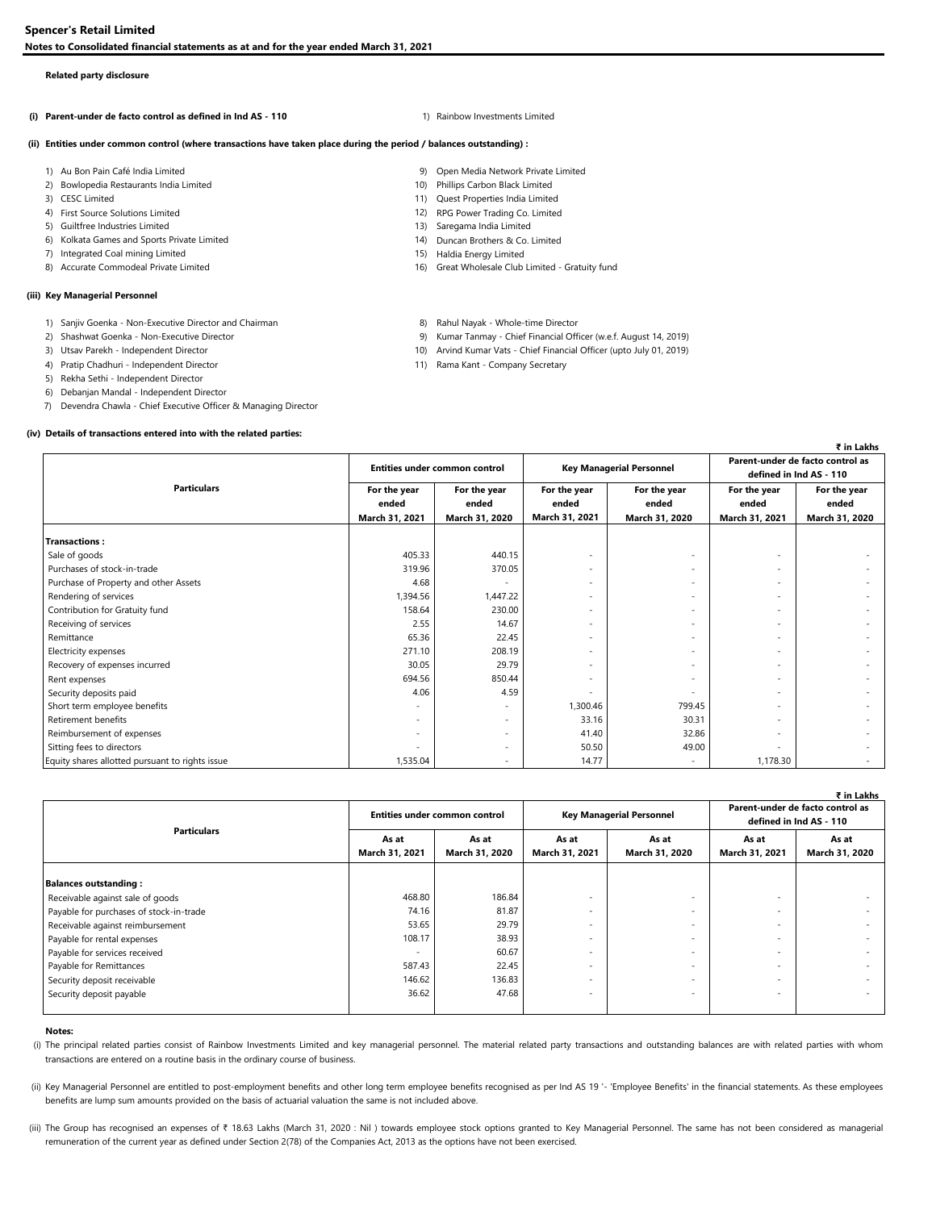**Spencer's Retail Limited**

**Notes to Consolidated financial statements as at and for the year ended March 31, 2021**

**Related party disclosure**

**(i) Parent-under de facto control as defined in Ind AS - 110**

1) Rainbow Investments Limited

**(ii) Entities under common control (where transactions have taken place during the period / balances outstanding) :**

1) Au Bon Pain Café India Limited
2) Bowlopedia Restaurants India Limited
3) CESC Limited
4) First Source Solutions Limited
5) Guiltfree Industries Limited
6) Kolkata Games and Sports Private Limited
7) Integrated Coal mining Limited
8) Accurate Commodeal Private Limited
9) Open Media Network Private Limited
10) Phillips Carbon Black Limited
11) Quest Properties India Limited
12) RPG Power Trading Co. Limited
13) Saregama India Limited
14) Duncan Brothers & Co. Limited
15) Haldia Energy Limited
16) Great Wholesale Club Limited - Gratuity fund

**(iii) Key Managerial Personnel**

1) Sanjiv Goenka - Non-Executive Director and Chairman
2) Shashwat Goenka - Non-Executive Director
3) Utsav Parekh - Independent Director
4) Pratip Chadhuri - Independent Director
5) Rekha Sethi - Independent Director
6) Debanjan Mandal - Independent Director
7) Devendra Chawla - Chief Executive Officer & Managing Director
8) Rahul Nayak - Whole-time Director
9) Kumar Tanmay - Chief Financial Officer (w.e.f. August 14, 2019)
10) Arvind Kumar Vats - Chief Financial Officer (upto July 01, 2019)
11) Rama Kant - Company Secretary

**(iv) Details of transactions entered into with the related parties:**

₹ in Lakhs

| Particulars | Entities under common control | | Key Managerial Personnel | | Parent-under de facto control as defined in Ind AS - 110 | |
|---|---|---|---|---|---|---|
| | For the year ended March 31, 2021 | For the year ended March 31, 2020 | For the year ended March 31, 2021 | For the year ended March 31, 2020 | For the year ended March 31, 2021 | For the year ended March 31, 2020 |
| **Transactions :** | | | | | | |
| Sale of goods | 405.33 | 440.15 | - | - | - | - |
| Purchases of stock-in-trade | 319.96 | 370.05 | - | - | - | - |
| Purchase of Property and other Assets | 4.68 | - | - | - | - | - |
| Rendering of services | 1,394.56 | 1,447.22 | - | - | - | - |
| Contribution for Gratuity fund | 158.64 | 230.00 | - | - | - | - |
| Receiving of services | 2.55 | 14.67 | - | - | - | - |
| Remittance | 65.36 | 22.45 | - | - | - | - |
| Electricity expenses | 271.10 | 208.19 | - | - | - | - |
| Recovery of expenses incurred | 30.05 | 29.79 | - | - | - | - |
| Rent expenses | 694.56 | 850.44 | - | - | - | - |
| Security deposits paid | 4.06 | 4.59 | - | - | - | - |
| Short term employee benefits | - | - | 1,300.46 | 799.45 | - | - |
| Retirement benefits | - | - | 33.16 | 30.31 | - | - |
| Reimbursement of expenses | - | - | 41.40 | 32.86 | - | - |
| Sitting fees to directors | - | - | 50.50 | 49.00 | - | - |
| Equity shares allotted pursuant to rights issue | 1,535.04 | - | 14.77 | - | 1,178.30 | - |

₹ in Lakhs

| Particulars | Entities under common control | | Key Managerial Personnel | | Parent-under de facto control as defined in Ind AS - 110 | |
|---|---|---|---|---|---|---|
| | As at March 31, 2021 | As at March 31, 2020 | As at March 31, 2021 | As at March 31, 2020 | As at March 31, 2021 | As at March 31, 2020 |
| **Balances outstanding :** | | | | | | |
| Receivable against sale of goods | 468.80 | 186.84 | - | - | - | - |
| Payable for purchases of stock-in-trade | 74.16 | 81.87 | - | - | - | - |
| Receivable against reimbursement | 53.65 | 29.79 | - | - | - | - |
| Payable for rental expenses | 108.17 | 38.93 | - | - | - | - |
| Payable for services received | - | 60.67 | - | - | - | - |
| Payable for Remittances | 587.43 | 22.45 | - | - | - | - |
| Security deposit receivable | 146.62 | 136.83 | - | - | - | - |
| Security deposit payable | 36.62 | 47.68 | - | - | - | - |

**Notes:**

(i) The principal related parties consist of Rainbow Investments Limited and key managerial personnel. The material related party transactions and outstanding balances are with related parties with whom transactions are entered on a routine basis in the ordinary course of business.

(ii) Key Managerial Personnel are entitled to post-employment benefits and other long term employee benefits recognised as per Ind AS 19 '- 'Employee Benefits' in the financial statements. As these employees benefits are lump sum amounts provided on the basis of actuarial valuation the same is not included above.

(iii) The Group has recognised an expenses of ₹ 18.63 Lakhs (March 31, 2020 : Nil ) towards employee stock options granted to Key Managerial Personnel. The same has not been considered as managerial remuneration of the current year as defined under Section 2(78) of the Companies Act, 2013 as the options have not been exercised.